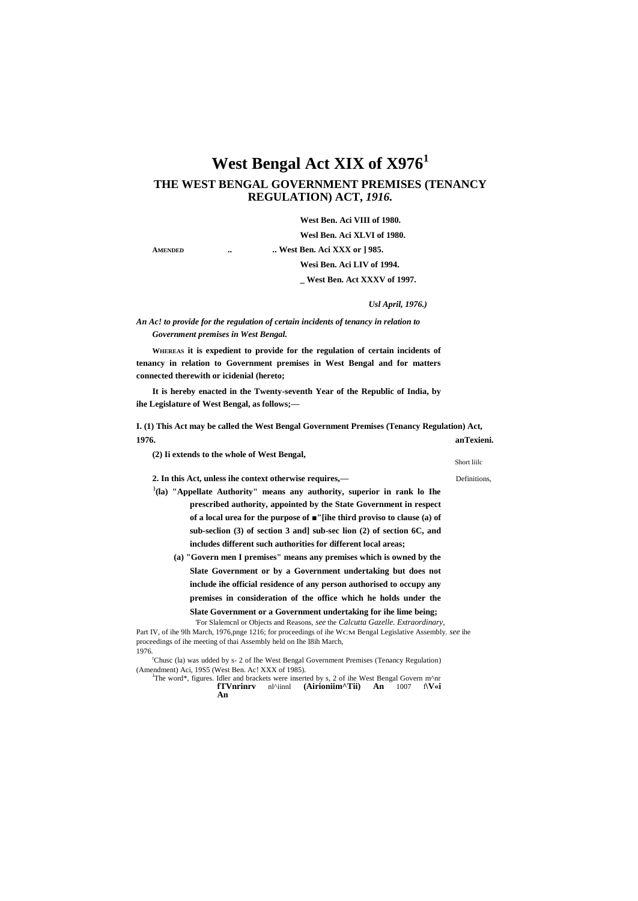# West Bengal Act XIX of X976[1]

## THE WEST BENGAL GOVERNMENT PREMISES (TENANCY REGULATION) ACT, *1916.*

**AMENDED .. .. West Ben. Aci VIII of 1980.**
**Wesl Ben. Aci XLVI of 1980.**
**West Ben. Aci XXX or ] 985.**
**Wesi Ben. Aci LIV of 1994.**
**_ West Ben. Act XXXV of 1997.**

***Usl April, 1976.)***

***An Ac! to provide for the regulation of certain incidents of tenancy in relation to Government premises in West Bengal.***

**WHEREAS it is expedient to provide for the regulation of certain incidents of tenancy in relation to Government premises in West Bengal and for matters connected therewith or icidenial (hereto;**

**It is hereby enacted in the Twenty-seventh Year of the Republic of India, by ihe Legislature of West Bengal, as follows;—**

Short liilc anTexieni.

**I. (1) This Act may be called the West Bengal Government Premises (Tenancy Regulation) Act, 1976.**

**(2) Ii extends to the whole of West Bengal,**

Definitions,

**2. In this Act, unless ihe context otherwise requires,—**

**[1](la) "Appellate Authority" means any authority, superior in rank lo Ihe prescribed authority, appointed by the State Government in respect of a local urea for the purpose of ■"[ihe third proviso to clause (a) of sub-seclion (3) of section 3 and] sub-sec lion (2) of section 6C, and includes different such authorities for different local areas;**

**(a) "Govern men I premises" means any premises which is owned by the Slate Government or by a Government undertaking but does not include ihe official residence of any person authorised to occupy any premises in consideration of the office which he holds under the Slate Government or a Government undertaking for ihe lime being;**

'For Slalemcnl or Objects and Reasons, *see* the *Calcutta Gazelle. Extraordinary*, Part IV, of ihe 9lh March, 1976,pnge 1216; for proceedings of ihe WCM Bengal Legislative Assembly. *see* ihe proceedings of ihe meeting of thai Assembly held on Ihe I8ih March, 1976.

'Chusc (la) was udded by s- 2 of Ihe West Bengal Government Premises (Tenancy Regulation) (Amendment) Aci, 19S5 (West Ben. Ac! XXX of 1985).

[J]The word*, figures. Idler and brackets were inserted by s, 2 of ihe West Bengal Govern m^nr **fTVnrinrv** nl^iinnl **(Airioniim^Tii) An** 1007 f\V«i **An**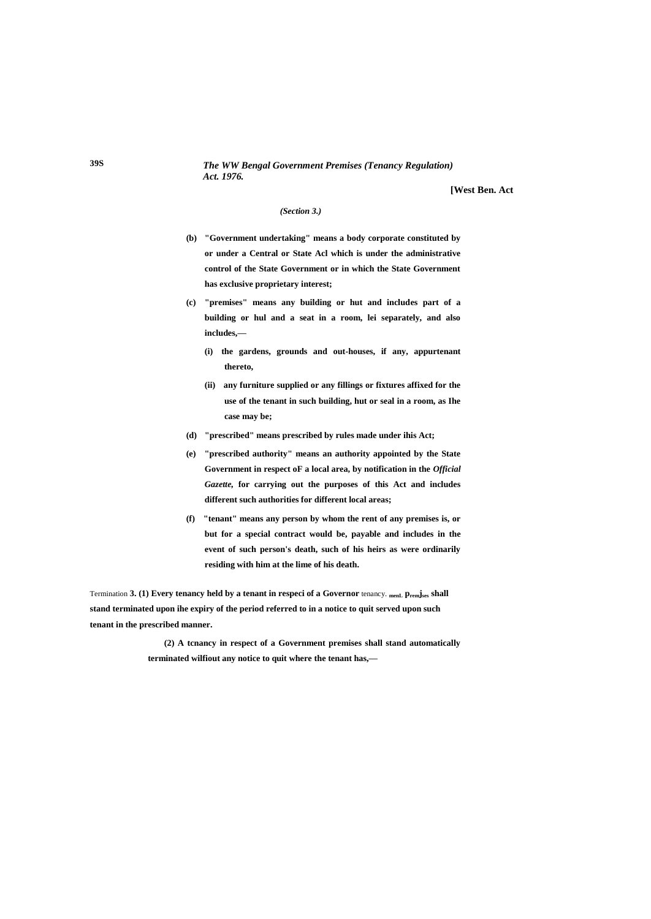*(Section 3.)*

**(b) "Government undertaking" means a body corporate constituted by or under a Central or State Acl which is under the administrative control of the State Government or in which the State Government has exclusive proprietary interest;**

**(c) "premises" means any building or hut and includes part of a building or hul and a seat in a room, lei separately, and also includes,—**

**(i) the gardens, grounds and out-houses, if any, appurtenant thereto,**

**(ii) any furniture supplied or any fillings or fixtures affixed for the use of the tenant in such building, hut or seal in a room, as Ihe case may be;**

**(d) "prescribed" means prescribed by rules made under ihis Act;**

**(e) "prescribed authority" means an authority appointed by the State Government in respect oF a local area, by notification in the *Official Gazette*, for carrying out the purposes of this Act and includes different such authorities for different local areas;**

**(f) "tenant" means any person by whom the rent of any premises is, or but for a special contract would be, payable and includes in the event of such person's death, such of his heirs as were ordinarily residing with him at the lime of his death.**

Termination of tenancy. **3. (1) Every tenancy held by a tenant in respeci of a Governor menL premises shall stand terminated upon ihe expiry of the period referred to in a notice to quit served upon such tenant in the prescribed manner.**

**(2) A tcnancy in respect of a Government premises shall stand automatically terminated wilfiout any notice to quit where the tenant has,—**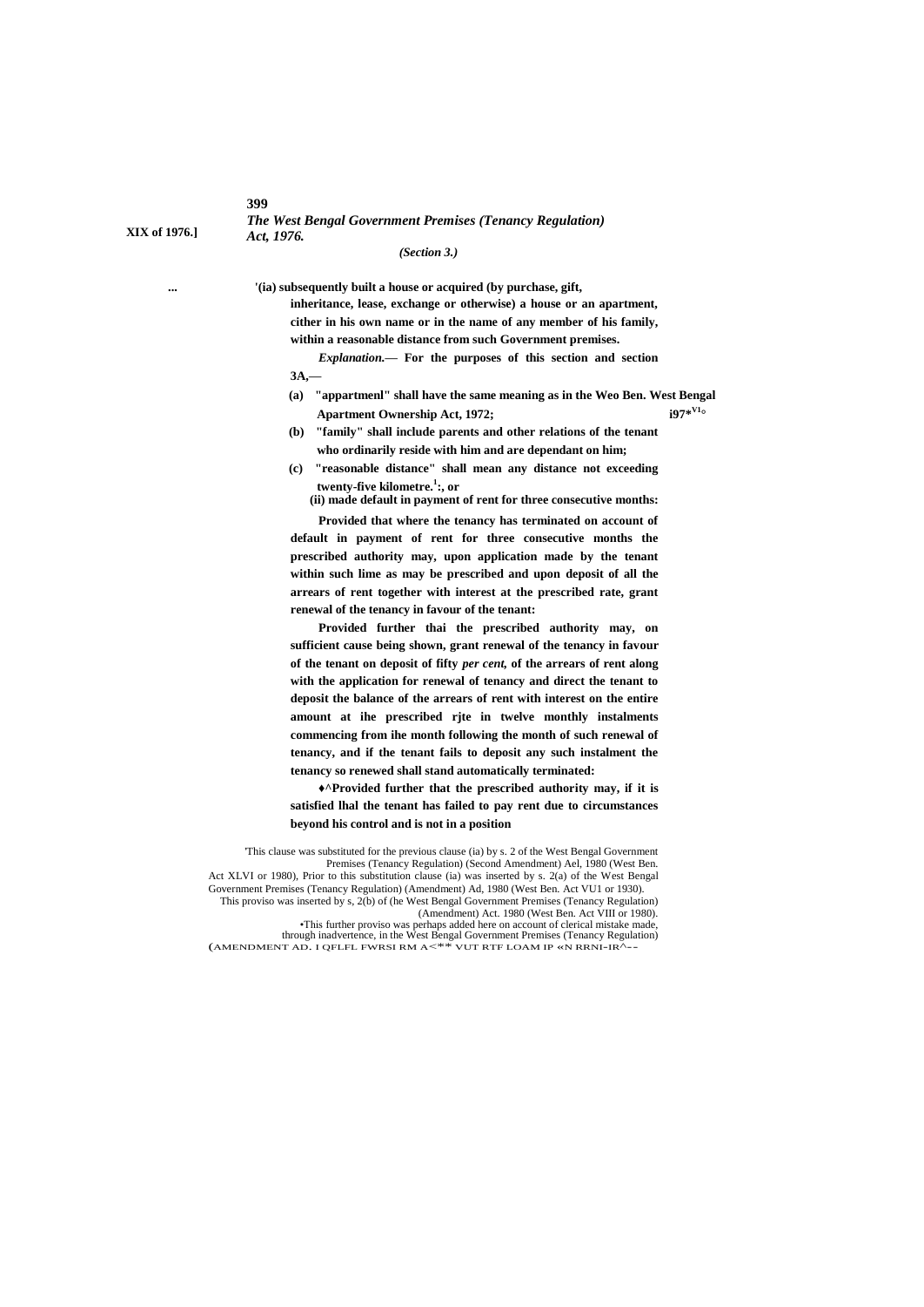(Section 3.)

[1](ia) subsequently built a house or acquired (by purchase, gift, inheritance, lease, exchange or otherwise) a house or an apartment, cither in his own name or in the name of any member of his family, within a reasonable distance from such Government premises.

*Explanation.*— For the purposes of this section and section 3A,—

(a) "appartmenl" shall have the same meaning as in the Weo Ben. West Bengal Apartment Ownership Act, 1972; i97*VI◦

(b) "family" shall include parents and other relations of the tenant who ordinarily reside with him and are dependant on him;

(c) "reasonable distance" shall mean any distance not exceeding twenty-five kilometre.[1]:, or

(ii) made default in payment of rent for three consecutive months:

Provided that where the tenancy has terminated on account of default in payment of rent for three consecutive months the prescribed authority may, upon application made by the tenant within such lime as may be prescribed and upon deposit of all the arrears of rent together with interest at the prescribed rate, grant renewal of the tenancy in favour of the tenant:

Provided further thai the prescribed authority may, on sufficient cause being shown, grant renewal of the tenancy in favour of the tenant on deposit of fifty *per cent,* of the arrears of rent along with the application for renewal of tenancy and direct the tenant to deposit the balance of the arrears of rent with interest on the entire amount at ihe prescribed rjte in twelve monthly instalments commencing from ihe month following the month of such renewal of tenancy, and if the tenant fails to deposit any such instalment the tenancy so renewed shall stand automatically terminated:

♦^Provided further that the prescribed authority may, if it is satisfied lhal the tenant has failed to pay rent due to circumstances beyond his control and is not in a position

'This clause was substituted for the previous clause (ia) by s. 2 of the West Bengal Government Premises (Tenancy Regulation) (Second Amendment) Ael, 1980 (West Ben. Act XLVI or 1980), Prior to this substitution clause (ia) was inserted by s. 2(a) of the West Bengal Government Premises (Tenancy Regulation) (Amendment) Ad, 1980 (West Ben. Act VU1 or 1930).

This proviso was inserted by s, 2(b) of (he West Bengal Government Premises (Tenancy Regulation) (Amendment) Act. 1980 (West Ben. Act VIII or 1980).

•This further proviso was perhaps added here on account of clerical mistake made, through inadvertence, in the West Bengal Government Premises (Tenancy Regulation) (AMENDMENT AD. I QFLFL FWRSI RM A<** VUT RTF LOAM IP «N RRNI-IR^--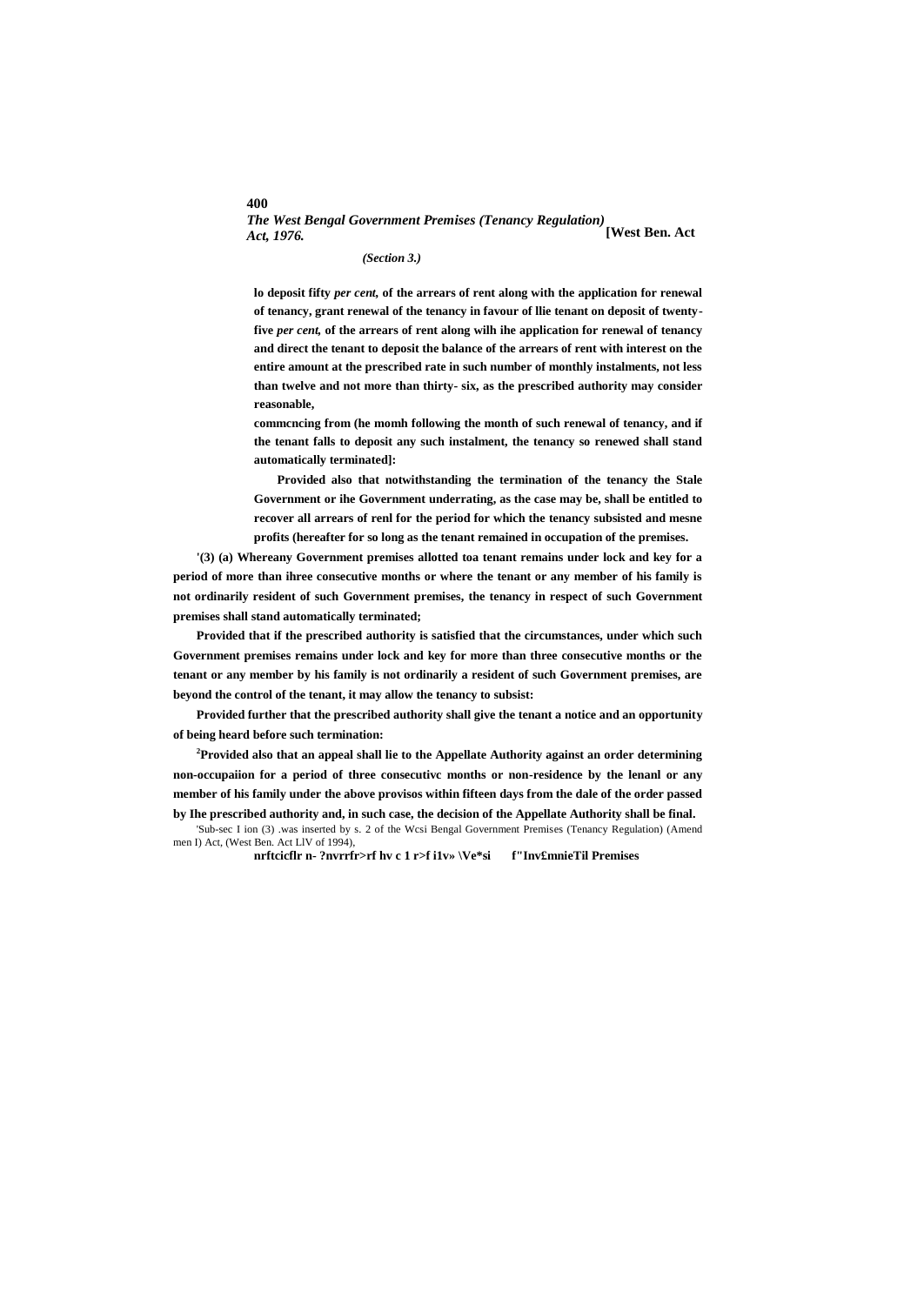*(Section 3.)*

**lo deposit fifty *per cent,* of the arrears of rent along with the application for renewal of tenancy, grant renewal of the tenancy in favour of llie tenant on deposit of twenty-five *per cent,* of the arrears of rent along wilh ihe application for renewal of tenancy and direct the tenant to deposit the balance of the arrears of rent with interest on the entire amount at the prescribed rate in such number of monthly instalments, not less than twelve and not more than thirty- six, as the prescribed authority may consider reasonable,**

**commcncing from (he momh following the month of such renewal of tenancy, and if the tenant falls to deposit any such instalment, the tenancy so renewed shall stand automatically terminated]:**

**Provided also that notwithstanding the termination of the tenancy the Stale Government or ihe Government underrating, as the case may be, shall be entitled to recover all arrears of renl for the period for which the tenancy subsisted and mesne profits (hereafter for so long as the tenant remained in occupation of the premises.**

**'(3) (a) Whereany Government premises allotted toa tenant remains under lock and key for a period of more than ihree consecutive months or where the tenant or any member of his family is not ordinarily resident of such Government premises, the tenancy in respect of such Government premises shall stand automatically terminated;**

**Provided that if the prescribed authority is satisfied that the circumstances, under which such Government premises remains under lock and key for more than three consecutive months or the tenant or any member by his family is not ordinarily a resident of such Government premises, are beyond the control of the tenant, it may allow the tenancy to subsist:**

**Provided further that the prescribed authority shall give the tenant a notice and an opportunity of being heard before such termination:**

**[2]Provided also that an appeal shall lie to the Appellate Authority against an order determining non-occupaiion for a period of three consecutivc months or non-residence by the lenanl or any member of his family under the above provisos within fifteen days from the dale of the order passed by Ihe prescribed authority and, in such case, the decision of the Appellate Authority shall be final.**

'Sub-sec I ion (3) .was inserted by s. 2 of the Wcsi Bengal Government Premises (Tenancy Regulation) (Amend men I) Act, (West Ben. Act LlV of 1994),

**nrftcicflr n- ?nvrrfr>rf hv c 1 r>f i1v» \Ve*si f"Inv£mnieTil Premises**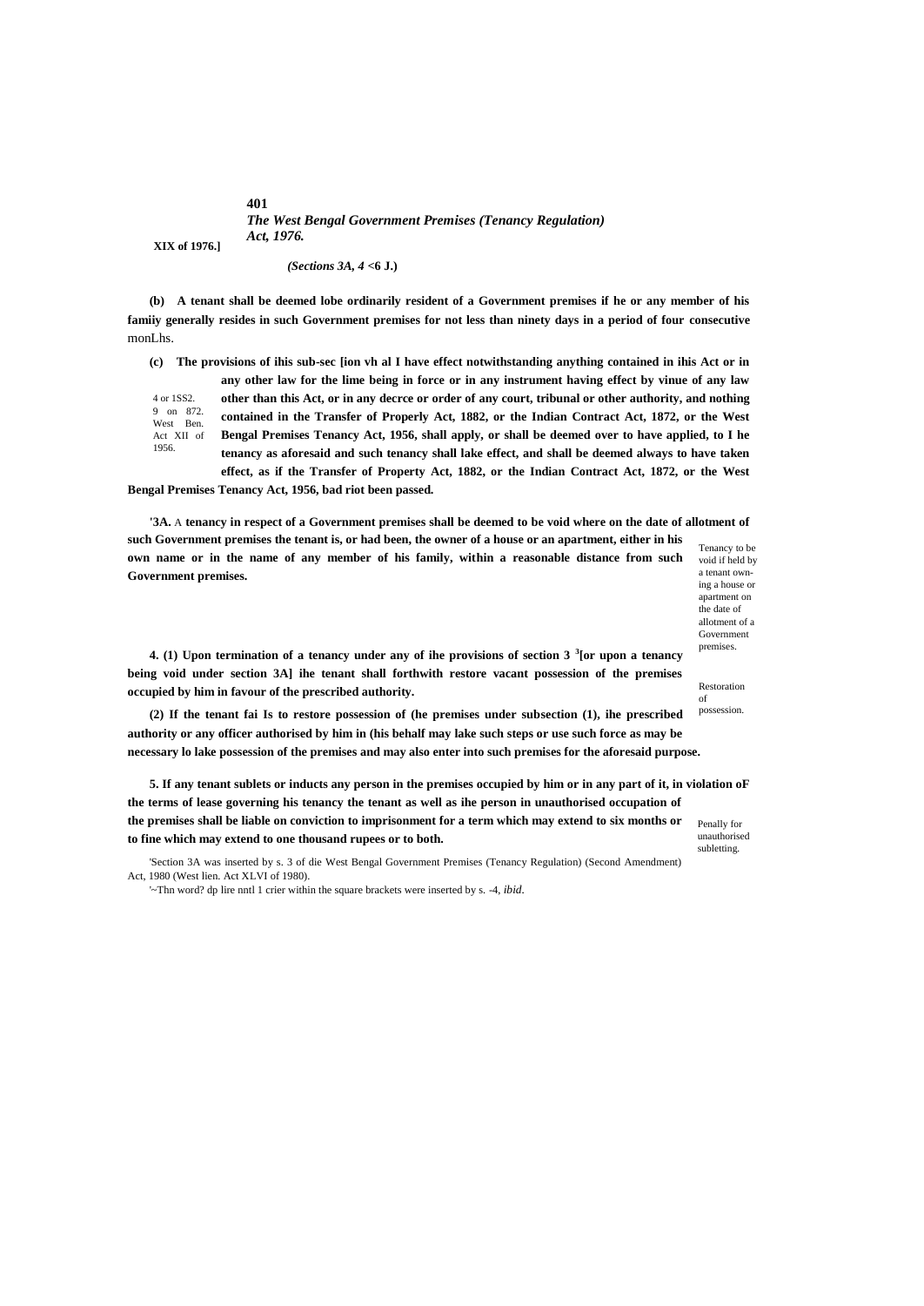XIX of 1976.]

*The West Bengal Government Premises (Tenancy Regulation) Act, 1976.*

*(Sections 3A, 4 <6 J.)*

**(b) A tenant shall be deemed lobe ordinarily resident of a Government premises if he or any member of his famiiy generally resides in such Government premises for not less than ninety days in a period of four consecutive** monLhs.

**(c) The provisions of ihis sub-sec [ion vh al I have effect notwithstanding anything contained in ihis Act or in any other law for the lime being in force or in any instrument having effect by vinue of any law other than this Act, or in any decrce or order of any court, tribunal or other authority, and nothing contained in the Transfer of Properly Act, 1882, or the Indian Contract Act, 1872, or the West Bengal Premises Tenancy Act, 1956, shall apply, or shall be deemed over to have applied, to I he tenancy as aforesaid and such tenancy shall lake effect, and shall be deemed always to have taken effect, as if the Transfer of Property Act, 1882, or the Indian Contract Act, 1872, or the West Bengal Premises Tenancy Act, 1956, bad riot been passed.**

4 or 1SS2. 9 on 872. West Ben. Act XII of 1956.

Tenancy to be void if held by a tenant owning a house or apartment on the date of allotment of a Government premises.

**'3A.** A **tenancy in respect of a Government premises shall be deemed to be void where on the date of allotment of such Government premises the tenant is, or had been, the owner of a house or an apartment, either in his own name or in the name of any member of his family, within a reasonable distance from such Government premises.**

Restoration of possession.

**4. (1) Upon termination of a tenancy under any of ihe provisions of section 3 [3][or upon a tenancy being void under section 3A] ihe tenant shall forthwith restore vacant possession of the premises occupied by him in favour of the prescribed authority.**

**(2) If the tenant fai Is to restore possession of (he premises under subsection (1), ihe prescribed authority or any officer authorised by him in (his behalf may lake such steps or use such force as may be necessary lo lake possession of the premises and may also enter into such premises for the aforesaid purpose.**

Penally for unauthorised subletting.

**5. If any tenant sublets or inducts any person in the premises occupied by him or in any part of it, in violation oF the terms of lease governing his tenancy the tenant as well as ihe person in unauthorised occupation of the premises shall be liable on conviction to imprisonment for a term which may extend to six months or to fine which may extend to one thousand rupees or to both.**

'Section 3A was inserted by s. 3 of die West Bengal Government Premises (Tenancy Regulation) (Second Amendment) Act, 1980 (West lien. Act XLVI of 1980).

'~Thn word? dp lire nntl 1 crier within the square brackets were inserted by s. -4, *ibid*.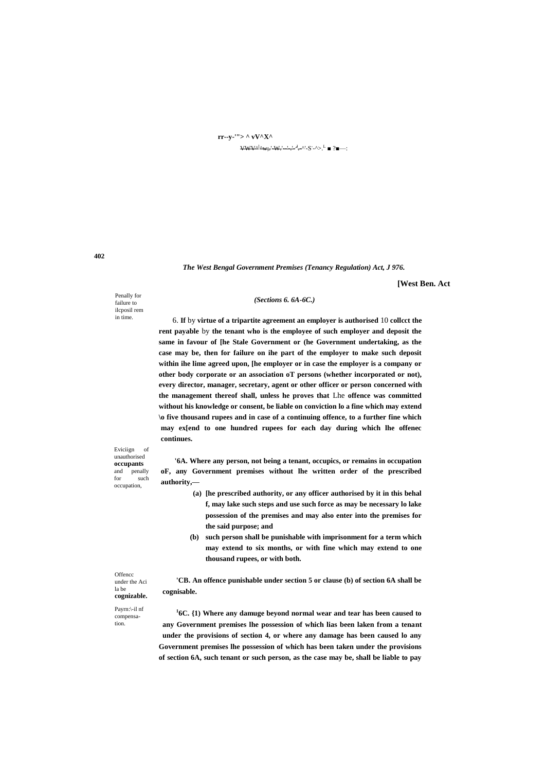*(Sections 6. 6A-6C.)*

Penally for failure to ilcposil rem in time.

6. **If** by **virtue of a tripartite agreement an employer is authorised** 10 **collcct the rent payable** by **the tenant who is the employee of such employer and deposit the same in favour of [he Stale Government or (he Government undertaking, as the case may be, then for failure on ihe part of the employer to make such deposit within ihe lime agreed upon, [he employer or in case the employer is a company or other body corporate or an association oT persons (whether incorporated or not), every director, manager, secretary, agent or other officer or person concerned with the management thereof shall, unless he proves that** Lhe **offence was committed without his knowledge or consent, be liable on conviction lo a fine which may extend \o five thousand rupees and in case of a continuing offence, to a further fine which may ex[end to one hundred rupees for each day during which lhe offenec continues.**

Eviciign of unauthorised **occupants** and penally for such occupation,

**'6A. Where any person, not being a tenant, occupics, or remains in occupation oF, any Government premises without lhe written order of the prescribed authority,—**

**(a) [he prescribed authority, or any officer authorised by it in this behal f, may lake such steps and use such force as may be necessary lo lake possession of the premises and may also enter into the premises for the said purpose; and**

**(b) such person shall be punishable with imprisonment for a term which may extend to six months, or with fine which may extend to one thousand rupees, or with both.**

Offencc under the Aci la be **cognizable.**

**'CB. An offence punishable under section 5 or clause (b) of section 6A shall be cognisable.**

Payrn:\-il nf compensa-tion.

**[1]6C. {1) Where any damuge beyond normal wear and tear has been caused to any Government premises lhe possession of which lias been laken from a tenant under the provisions of section 4, or where any damage has been caused lo any Government premises lhe possession of which has been taken under the provisions of section 6A, such tenant or such person, as the case may be, shall be liable to pay**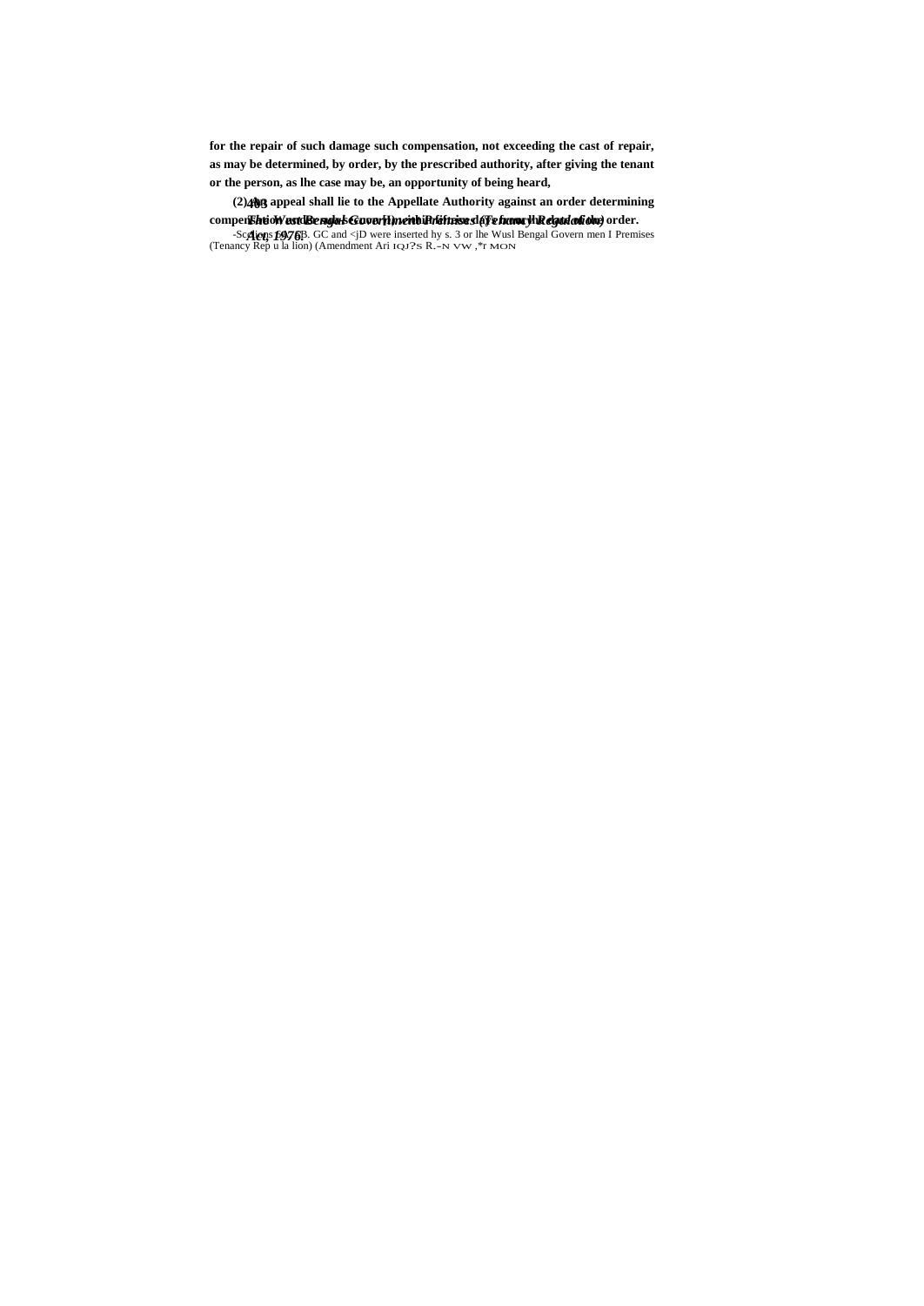**for the repair of such damage such compensation, not exceeding the cast of repair, as may be determined, by order, by the prescribed authority, after giving the tenant or the person, as lhe case may be, an opportunity of being heard,**

**(2) An appeal shall lie to the Appellate Authority against an order determining compensation under sub-section (1) within fifteen days from the date of the order.**

-Sections 6B. GC and <jD were inserted hy s. 3 or lhe Wusl Bengal Govern men I Premises (Tenancy Rep u la lion) (Amendment Ari IQJ?S R.-N VW ,*r MON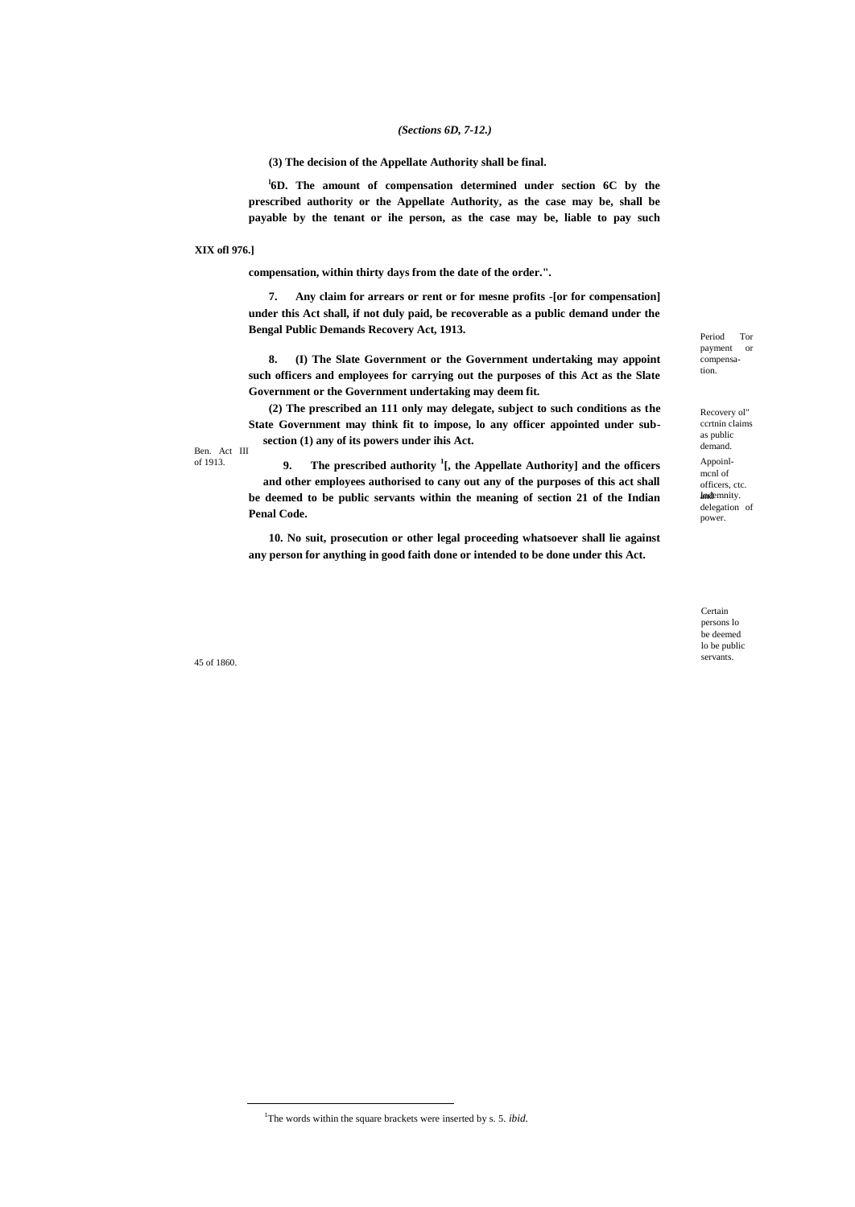*(Sections 6D, 7-12.)*

**(3) The decision of the Appellate Authority shall be final.**

**[1]6D. The amount of compensation determined under section 6C by the prescribed authority or the Appellate Authority, as the case may be, shall be payable by the tenant or ihe person, as the case may be, liable to pay such compensation, within thirty days from the date of the order.".**

Period Tor payment or compensation.

**XIX ofl 976.]**

**7. Any claim for arrears or rent or for mesne profits -[or for compensation] under this Act shall, if not duly paid, be recoverable as a public demand under the Bengal Public Demands Recovery Act, 1913.**

Recovery ol" ccrtnin claims as public demand.

Ben. Act III of 1913.

**8. (I) The Slate Government or the Government undertaking may appoint such officers and employees for carrying out the purposes of this Act as the Slate Government or the Government undertaking may deem fit.**

**(2) The prescribed an 111 only may delegate, subject to such conditions as the State Government may think fit to impose, lo any officer appointed under sub-section (1) any of its powers under ihis Act.**

Appoinlmcnl of officers, ctc. and delegation of power.

**9. The prescribed authority [1][, the Appellate Authority] and the officers and other employees authorised to cany out any of the purposes of this act shall be deemed to be public servants within the meaning of section 21 of the Indian Penal Code.**

Certain persons lo be deemed lo be public servants.

45 of 1860.

**10. No suit, prosecution or other legal proceeding whatsoever shall lie against any person for anything in good faith done or intended to be done under this Act.**

Indemnity.

---

[1]The words within the square brackets were inserted by s. 5. *ibid.*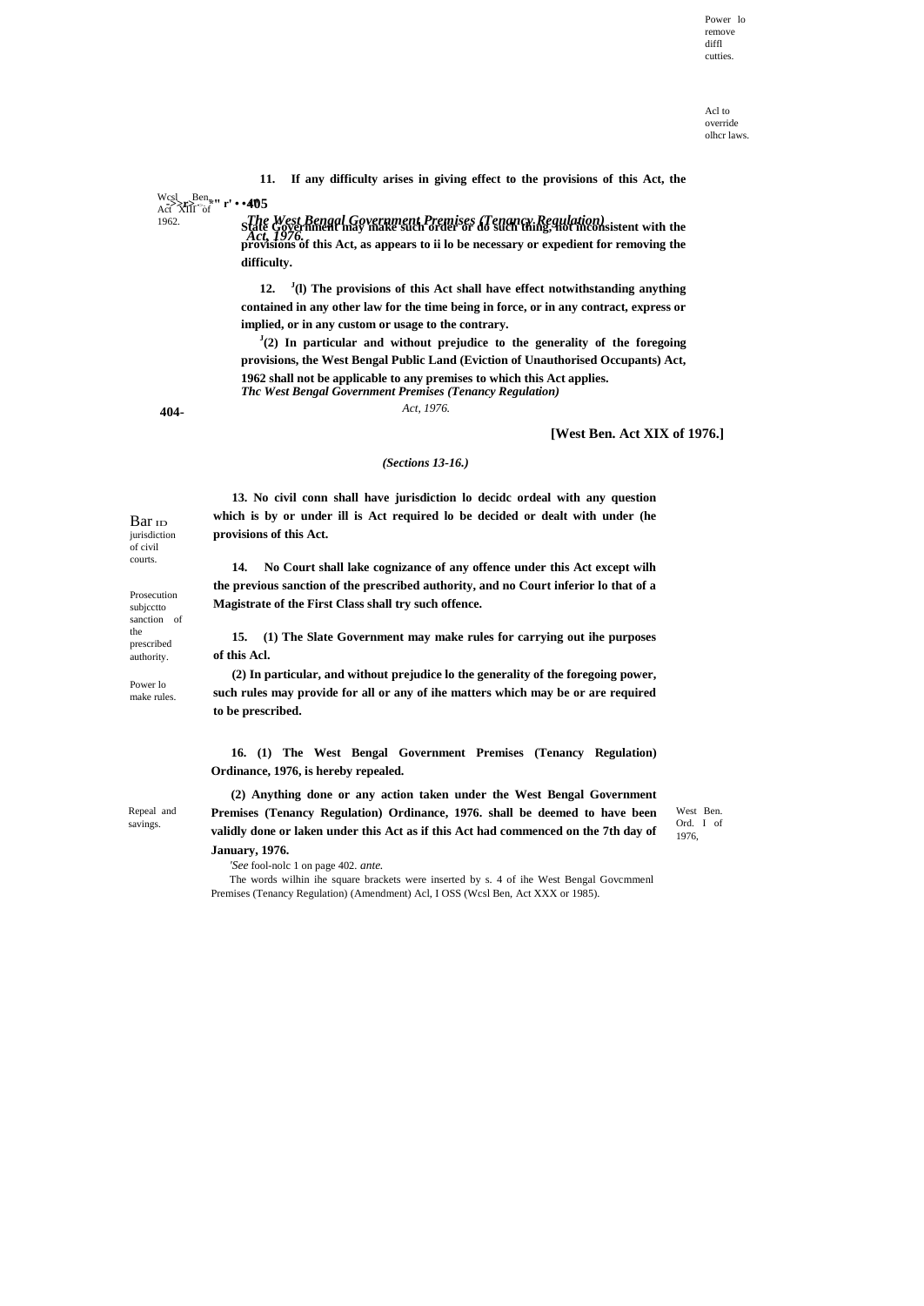11. If any difficulty arises in giving effect to the provisions of this Act, the State Government may make such order or do such thing, not inconsistent with the provisions of this Act, as appears to ii lo be necessary or expedient for removing the difficulty.

Power lo remove diffl cutties.

12. [J](l) The provisions of this Act shall have effect notwithstanding anything contained in any other law for the time being in force, or in any contract, express or implied, or in any custom or usage to the contrary.

Acl to override olhcr laws.

[J](2) In particular and without prejudice to the generality of the foregoing provisions, the West Bengal Public Land (Eviction of Unauthorised Occupants) Act, 1962 shall not be applicable to any premises to which this Act applies.

Wcsl Ben. Act XIII of 1962.

**[West Ben. Act XIX of 1976.]**

*(Sections 13-16.)*

**13.** No civil conn shall have jurisdiction lo decidc ordeal with any question which is by or under ill is Act required lo be decided or dealt with under (he provisions of this Act.

Bar ID jurisdiction of civil courts.

**14.** No Court shall lake cognizance of any offence under this Act except wilh the previous sanction of the prescribed authority, and no Court inferior lo that of a Magistrate of the First Class shall try such offence.

Prosecution subjcctto sanction of the prescribed authority.

**15.** (1) The Slate Government may make rules for carrying out ihe purposes of this Acl.

Power lo make rules.

(2) In particular, and without prejudice lo the generality of the foregoing power, such rules may provide for all or any of ihe matters which may be or are required to be prescribed.

**16.** (1) The West Bengal Government Premises (Tenancy Regulation) Ordinance, 1976, is hereby repealed.

Repeal and savings.

(2) Anything done or any action taken under the West Bengal Government Premises (Tenancy Regulation) Ordinance, 1976. shall be deemed to have been validly done or laken under this Act as if this Act had commenced on the 7th day of January, 1976.

West Ben. Ord. I of 1976,

'*See* fool-nolc 1 on page 402. *ante.*

The words wilhin ihe square brackets were inserted by s. 4 of ihe West Bengal Govcmmenl Premises (Tenancy Regulation) (Amendment) Acl, I OSS (Wcsl Ben, Act XXX or 1985).